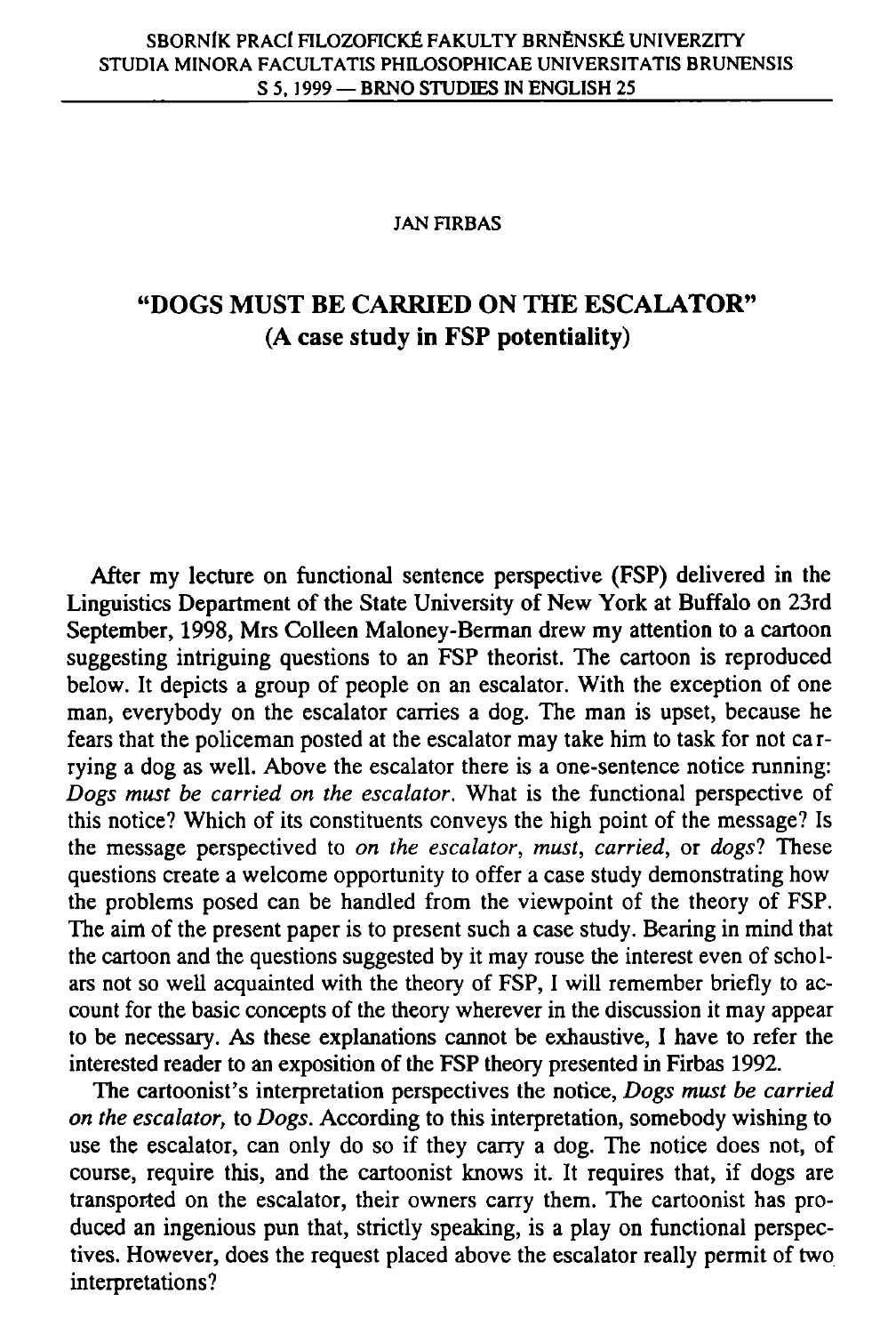JAN FIRBAS

# "DOGS MUST BE CARRIED ON THE ESCALATOR"
## (A case study in FSP potentiality)

After my lecture on functional sentence perspective (FSP) delivered in the Linguistics Department of the State University of New York at Buffalo on 23rd September, 1998, Mrs Colleen Maloney-Berman drew my attention to a cartoon suggesting intriguing questions to an FSP theorist. The cartoon is reproduced below. It depicts a group of people on an escalator. With the exception of one man, everybody on the escalator carries a dog. The man is upset, because he fears that the policeman posted at the escalator may take him to task for not carrying a dog as well. Above the escalator there is a one-sentence notice running: *Dogs must be carried on the escalator*. What is the functional perspective of this notice? Which of its constituents conveys the high point of the message? Is the message perspectived to *on the escalator*, *must*, *carried*, or *dogs*? These questions create a welcome opportunity to offer a case study demonstrating how the problems posed can be handled from the viewpoint of the theory of FSP. The aim of the present paper is to present such a case study. Bearing in mind that the cartoon and the questions suggested by it may rouse the interest even of scholars not so well acquainted with the theory of FSP, I will remember briefly to account for the basic concepts of the theory wherever in the discussion it may appear to be necessary. As these explanations cannot be exhaustive, I have to refer the interested reader to an exposition of the FSP theory presented in Firbas 1992.

The cartoonist's interpretation perspectives the notice, *Dogs must be carried on the escalator*, to *Dogs*. According to this interpretation, somebody wishing to use the escalator, can only do so if they carry a dog. The notice does not, of course, require this, and the cartoonist knows it. It requires that, if dogs are transported on the escalator, their owners carry them. The cartoonist has produced an ingenious pun that, strictly speaking, is a play on functional perspectives. However, does the request placed above the escalator really permit of two interpretations?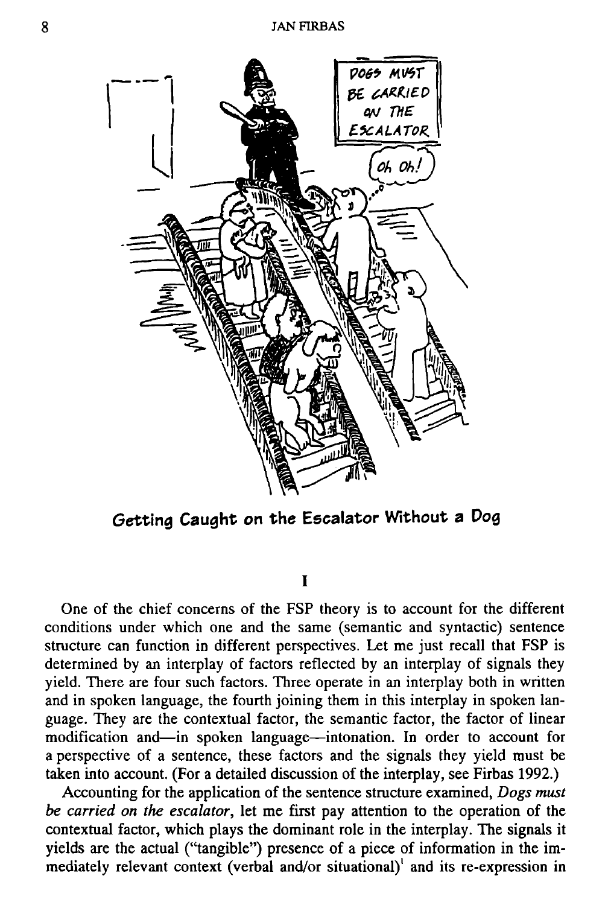**Getting Caught on the Escalator Without a Dog**

## I

One of the chief concerns of the FSP theory is to account for the different conditions under which one and the same (semantic and syntactic) sentence structure can function in different perspectives. Let me just recall that FSP is determined by an interplay of factors reflected by an interplay of signals they yield. There are four such factors. Three operate in an interplay both in written and in spoken language, the fourth joining them in this interplay in spoken language. They are the contextual factor, the semantic factor, the factor of linear modification and—in spoken language—intonation. In order to account for a perspective of a sentence, these factors and the signals they yield must be taken into account. (For a detailed discussion of the interplay, see Firbas 1992.)

Accounting for the application of the sentence structure examined, *Dogs must be carried on the escalator*, let me first pay attention to the operation of the contextual factor, which plays the dominant role in the interplay. The signals it yields are the actual ("tangible") presence of a piece of information in the immediately relevant context (verbal and/or situational)[1] and its re-expression in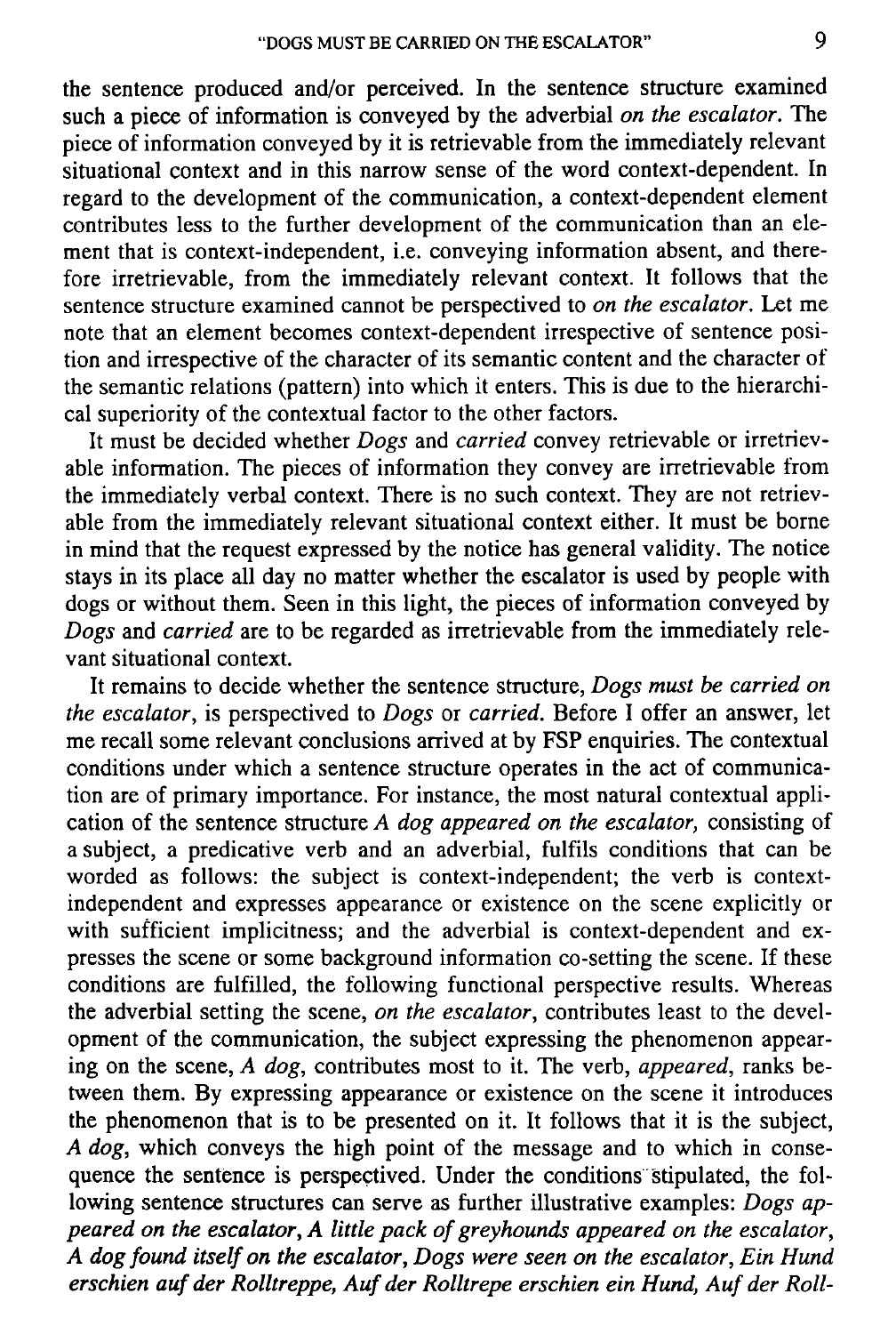the sentence produced and/or perceived. In the sentence structure examined such a piece of information is conveyed by the adverbial *on the escalator*. The piece of information conveyed by it is retrievable from the immediately relevant situational context and in this narrow sense of the word context-dependent. In regard to the development of the communication, a context-dependent element contributes less to the further development of the communication than an element that is context-independent, i.e. conveying information absent, and therefore irretrievable, from the immediately relevant context. It follows that the sentence structure examined cannot be perspectived to *on the escalator*. Let me note that an element becomes context-dependent irrespective of sentence position and irrespective of the character of its semantic content and the character of the semantic relations (pattern) into which it enters. This is due to the hierarchical superiority of the contextual factor to the other factors.

It must be decided whether *Dogs* and *carried* convey retrievable or irretrievable information. The pieces of information they convey are irretrievable from the immediately verbal context. There is no such context. They are not retrievable from the immediately relevant situational context either. It must be borne in mind that the request expressed by the notice has general validity. The notice stays in its place all day no matter whether the escalator is used by people with dogs or without them. Seen in this light, the pieces of information conveyed by *Dogs* and *carried* are to be regarded as irretrievable from the immediately relevant situational context.

It remains to decide whether the sentence structure, *Dogs must be carried on the escalator*, is perspectived to *Dogs* or *carried*. Before I offer an answer, let me recall some relevant conclusions arrived at by FSP enquiries. The contextual conditions under which a sentence structure operates in the act of communication are of primary importance. For instance, the most natural contextual application of the sentence structure *A dog appeared on the escalator,* consisting of a subject, a predicative verb and an adverbial, fulfils conditions that can be worded as follows: the subject is context-independent; the verb is context-independent and expresses appearance or existence on the scene explicitly or with sufficient implicitness; and the adverbial is context-dependent and expresses the scene or some background information co-setting the scene. If these conditions are fulfilled, the following functional perspective results. Whereas the adverbial setting the scene, *on the escalator*, contributes least to the development of the communication, the subject expressing the phenomenon appearing on the scene, *A dog*, contributes most to it. The verb, *appeared*, ranks between them. By expressing appearance or existence on the scene it introduces the phenomenon that is to be presented on it. It follows that it is the subject, *A dog*, which conveys the high point of the message and to which in consequence the sentence is perspectived. Under the conditions stipulated, the following sentence structures can serve as further illustrative examples: *Dogs appeared on the escalator, A little pack of greyhounds appeared on the escalator, A dog found itself on the escalator, Dogs were seen on the escalator, Ein Hund erschien auf der Rolltreppe, Auf der Rolltrepe erschien ein Hund, Auf der Roll-*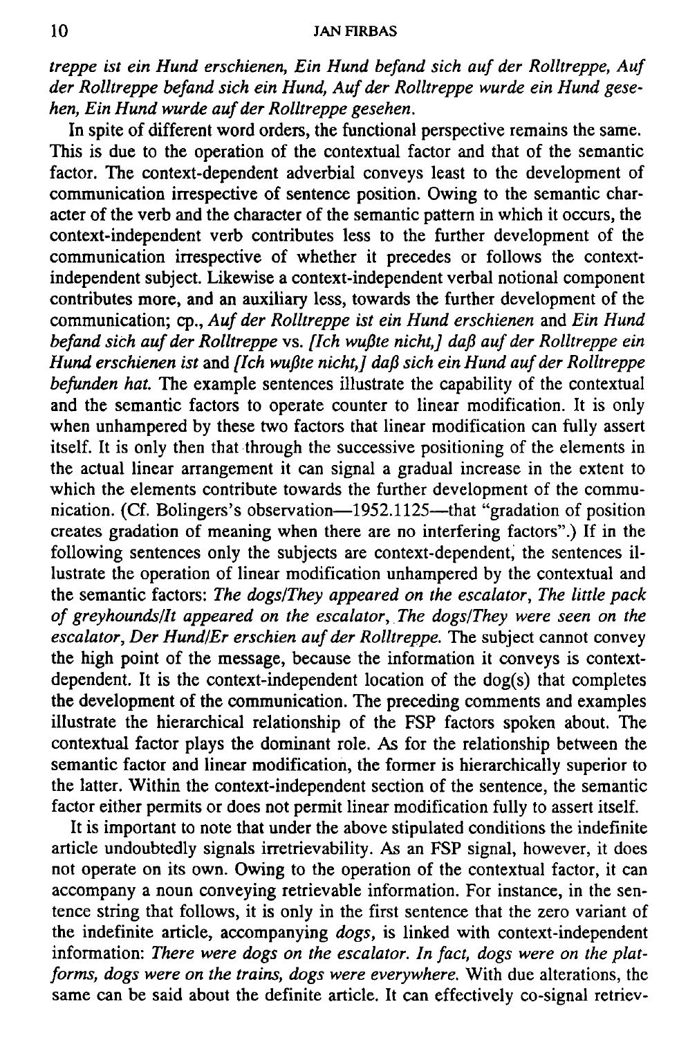*treppe ist ein Hund erschienen, Ein Hund befand sich auf der Rolltreppe, Auf der Rolltreppe befand sich ein Hund, Auf der Rolltreppe wurde ein Hund gesehen, Ein Hund wurde auf der Rolltreppe gesehen.*

In spite of different word orders, the functional perspective remains the same. This is due to the operation of the contextual factor and that of the semantic factor. The context-dependent adverbial conveys least to the development of communication irrespective of sentence position. Owing to the semantic character of the verb and the character of the semantic pattern in which it occurs, the context-independent verb contributes less to the further development of the communication irrespective of whether it precedes or follows the context-independent subject. Likewise a context-independent verbal notional component contributes more, and an auxiliary less, towards the further development of the communication; cp., *Auf der Rolltreppe ist ein Hund erschienen* and *Ein Hund befand sich auf der Rolltreppe* vs. *[Ich wußte nicht,] daß auf der Rolltreppe ein Hund erschienen ist* and *[Ich wußte nicht,] daß sich ein Hund auf der Rolltreppe befunden hat.* The example sentences illustrate the capability of the contextual and the semantic factors to operate counter to linear modification. It is only when unhampered by these two factors that linear modification can fully assert itself. It is only then that through the successive positioning of the elements in the actual linear arrangement it can signal a gradual increase in the extent to which the elements contribute towards the further development of the communication. (Cf. Bolingers's observation—1952.1125—that "gradation of position creates gradation of meaning when there are no interfering factors".) If in the following sentences only the subjects are context-dependent, the sentences illustrate the operation of linear modification unhampered by the contextual and the semantic factors: *The dogs/They appeared on the escalator, The little pack of greyhounds/It appeared on the escalator, The dogs/They were seen on the escalator, Der Hund/Er erschien auf der Rolltreppe.* The subject cannot convey the high point of the message, because the information it conveys is context-dependent. It is the context-independent location of the dog(s) that completes the development of the communication. The preceding comments and examples illustrate the hierarchical relationship of the FSP factors spoken about. The contextual factor plays the dominant role. As for the relationship between the semantic factor and linear modification, the former is hierarchically superior to the latter. Within the context-independent section of the sentence, the semantic factor either permits or does not permit linear modification fully to assert itself.

It is important to note that under the above stipulated conditions the indefinite article undoubtedly signals irretrievability. As an FSP signal, however, it does not operate on its own. Owing to the operation of the contextual factor, it can accompany a noun conveying retrievable information. For instance, in the sentence string that follows, it is only in the first sentence that the zero variant of the indefinite article, accompanying *dogs*, is linked with context-independent information: *There were dogs on the escalator. In fact, dogs were on the platforms, dogs were on the trains, dogs were everywhere.* With due alterations, the same can be said about the definite article. It can effectively co-signal retriev-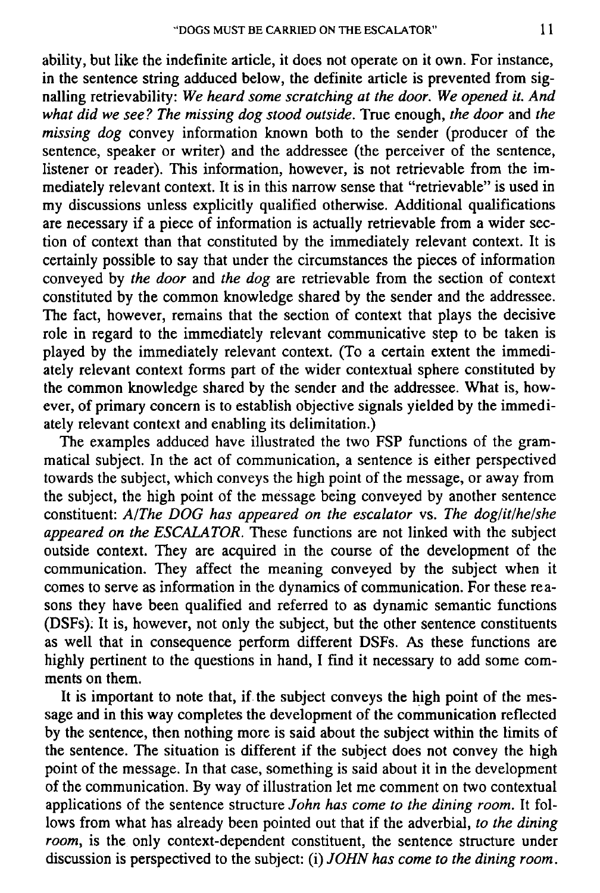ability, but like the indefinite article, it does not operate on it own. For instance, in the sentence string adduced below, the definite article is prevented from signalling retrievability: *We heard some scratching at the door. We opened it. And what did we see? The missing dog stood outside.* True enough, *the door* and *the missing dog* convey information known both to the sender (producer of the sentence, speaker or writer) and the addressee (the perceiver of the sentence, listener or reader). This information, however, is not retrievable from the immediately relevant context. It is in this narrow sense that "retrievable" is used in my discussions unless explicitly qualified otherwise. Additional qualifications are necessary if a piece of information is actually retrievable from a wider section of context than that constituted by the immediately relevant context. It is certainly possible to say that under the circumstances the pieces of information conveyed by *the door* and *the dog* are retrievable from the section of context constituted by the common knowledge shared by the sender and the addressee. The fact, however, remains that the section of context that plays the decisive role in regard to the immediately relevant communicative step to be taken is played by the immediately relevant context. (To a certain extent the immediately relevant context forms part of the wider contextual sphere constituted by the common knowledge shared by the sender and the addressee. What is, however, of primary concern is to establish objective signals yielded by the immediately relevant context and enabling its delimitation.)

The examples adduced have illustrated the two FSP functions of the grammatical subject. In the act of communication, a sentence is either perspectived towards the subject, which conveys the high point of the message, or away from the subject, the high point of the message being conveyed by another sentence constituent: *A/The DOG has appeared on the escalator* vs. *The dog/it/he/she appeared on the ESCALATOR.* These functions are not linked with the subject outside context. They are acquired in the course of the development of the communication. They affect the meaning conveyed by the subject when it comes to serve as information in the dynamics of communication. For these reasons they have been qualified and referred to as dynamic semantic functions (DSFs). It is, however, not only the subject, but the other sentence constituents as well that in consequence perform different DSFs. As these functions are highly pertinent to the questions in hand, I find it necessary to add some comments on them.

It is important to note that, if the subject conveys the high point of the message and in this way completes the development of the communication reflected by the sentence, then nothing more is said about the subject within the limits of the sentence. The situation is different if the subject does not convey the high point of the message. In that case, something is said about it in the development of the communication. By way of illustration let me comment on two contextual applications of the sentence structure *John has come to the dining room.* It follows from what has already been pointed out that if the adverbial, *to the dining room*, is the only context-dependent constituent, the sentence structure under discussion is perspectived to the subject: (i) *JOHN has come to the dining room.*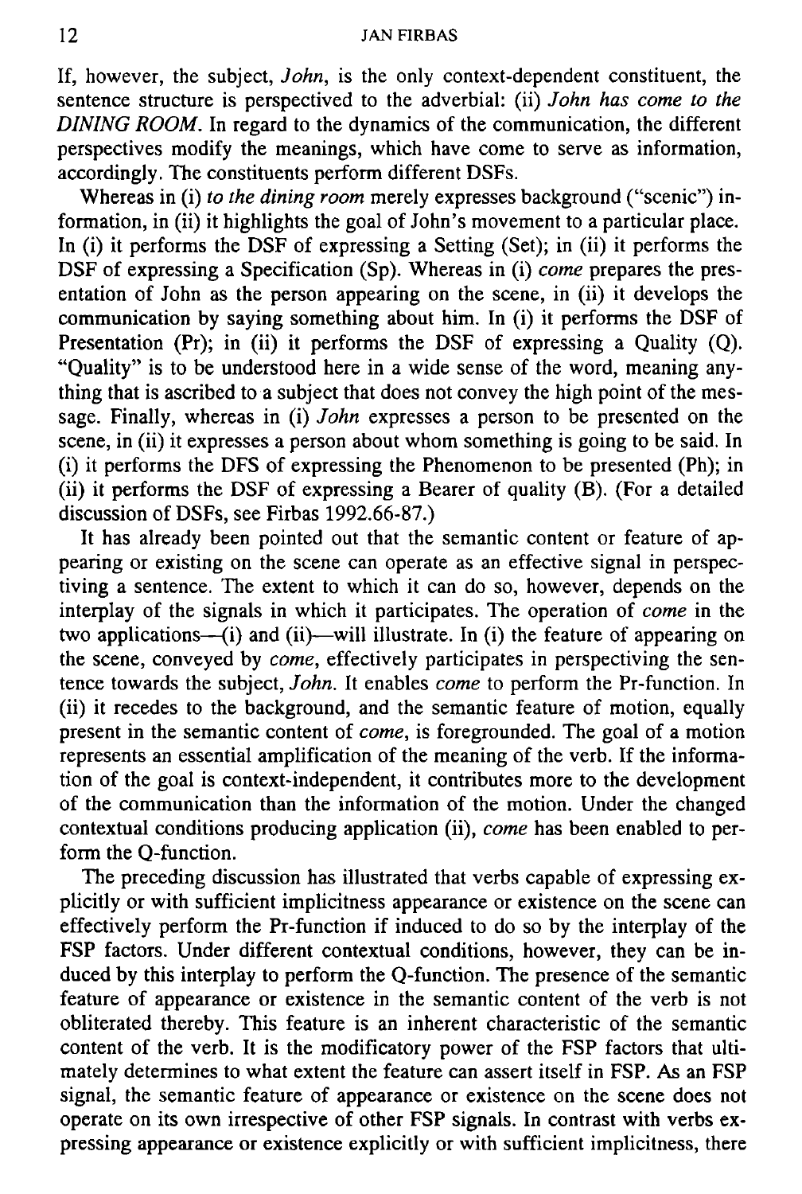If, however, the subject, *John*, is the only context-dependent constituent, the sentence structure is perspectived to the adverbial: (ii) *John has come to the DINING ROOM*. In regard to the dynamics of the communication, the different perspectives modify the meanings, which have come to serve as information, accordingly. The constituents perform different DSFs.

Whereas in (i) *to the dining room* merely expresses background ("scenic") information, in (ii) it highlights the goal of John's movement to a particular place. In (i) it performs the DSF of expressing a Setting (Set); in (ii) it performs the DSF of expressing a Specification (Sp). Whereas in (i) *come* prepares the presentation of John as the person appearing on the scene, in (ii) it develops the communication by saying something about him. In (i) it performs the DSF of Presentation (Pr); in (ii) it performs the DSF of expressing a Quality (Q). "Quality" is to be understood here in a wide sense of the word, meaning anything that is ascribed to a subject that does not convey the high point of the message. Finally, whereas in (i) *John* expresses a person to be presented on the scene, in (ii) it expresses a person about whom something is going to be said. In (i) it performs the DFS of expressing the Phenomenon to be presented (Ph); in (ii) it performs the DSF of expressing a Bearer of quality (B). (For a detailed discussion of DSFs, see Firbas 1992.66-87.)

It has already been pointed out that the semantic content or feature of appearing or existing on the scene can operate as an effective signal in perspectiving a sentence. The extent to which it can do so, however, depends on the interplay of the signals in which it participates. The operation of *come* in the two applications—(i) and (ii)—will illustrate. In (i) the feature of appearing on the scene, conveyed by *come*, effectively participates in perspectiving the sentence towards the subject, *John*. It enables *come* to perform the Pr-function. In (ii) it recedes to the background, and the semantic feature of motion, equally present in the semantic content of *come*, is foregrounded. The goal of a motion represents an essential amplification of the meaning of the verb. If the information of the goal is context-independent, it contributes more to the development of the communication than the information of the motion. Under the changed contextual conditions producing application (ii), *come* has been enabled to perform the Q-function.

The preceding discussion has illustrated that verbs capable of expressing explicitly or with sufficient implicitness appearance or existence on the scene can effectively perform the Pr-function if induced to do so by the interplay of the FSP factors. Under different contextual conditions, however, they can be induced by this interplay to perform the Q-function. The presence of the semantic feature of appearance or existence in the semantic content of the verb is not obliterated thereby. This feature is an inherent characteristic of the semantic content of the verb. It is the modificatory power of the FSP factors that ultimately determines to what extent the feature can assert itself in FSP. As an FSP signal, the semantic feature of appearance or existence on the scene does not operate on its own irrespective of other FSP signals. In contrast with verbs expressing appearance or existence explicitly or with sufficient implicitness, there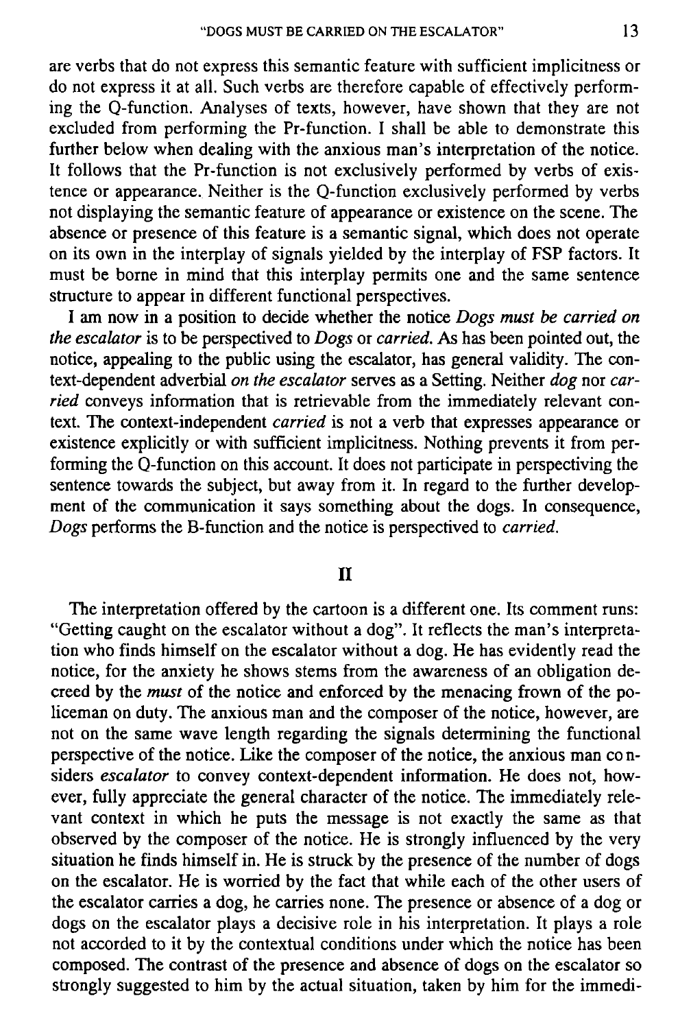are verbs that do not express this semantic feature with sufficient implicitness or do not express it at all. Such verbs are therefore capable of effectively performing the Q-function. Analyses of texts, however, have shown that they are not excluded from performing the Pr-function. I shall be able to demonstrate this further below when dealing with the anxious man's interpretation of the notice. It follows that the Pr-function is not exclusively performed by verbs of existence or appearance. Neither is the Q-function exclusively performed by verbs not displaying the semantic feature of appearance or existence on the scene. The absence or presence of this feature is a semantic signal, which does not operate on its own in the interplay of signals yielded by the interplay of FSP factors. It must be borne in mind that this interplay permits one and the same sentence structure to appear in different functional perspectives.

I am now in a position to decide whether the notice *Dogs must be carried on the escalator* is to be perspectived to *Dogs* or *carried*. As has been pointed out, the notice, appealing to the public using the escalator, has general validity. The context-dependent adverbial *on the escalator* serves as a Setting. Neither *dog* nor *carried* conveys information that is retrievable from the immediately relevant context. The context-independent *carried* is not a verb that expresses appearance or existence explicitly or with sufficient implicitness. Nothing prevents it from performing the Q-function on this account. It does not participate in perspectiving the sentence towards the subject, but away from it. In regard to the further development of the communication it says something about the dogs. In consequence, *Dogs* performs the B-function and the notice is perspectived to *carried*.

## II

The interpretation offered by the cartoon is a different one. Its comment runs: "Getting caught on the escalator without a dog". It reflects the man's interpretation who finds himself on the escalator without a dog. He has evidently read the notice, for the anxiety he shows stems from the awareness of an obligation decreed by the *must* of the notice and enforced by the menacing frown of the policeman on duty. The anxious man and the composer of the notice, however, are not on the same wave length regarding the signals determining the functional perspective of the notice. Like the composer of the notice, the anxious man considers *escalator* to convey context-dependent information. He does not, however, fully appreciate the general character of the notice. The immediately relevant context in which he puts the message is not exactly the same as that observed by the composer of the notice. He is strongly influenced by the very situation he finds himself in. He is struck by the presence of the number of dogs on the escalator. He is worried by the fact that while each of the other users of the escalator carries a dog, he carries none. The presence or absence of a dog or dogs on the escalator plays a decisive role in his interpretation. It plays a role not accorded to it by the contextual conditions under which the notice has been composed. The contrast of the presence and absence of dogs on the escalator so strongly suggested to him by the actual situation, taken by him for the immedi-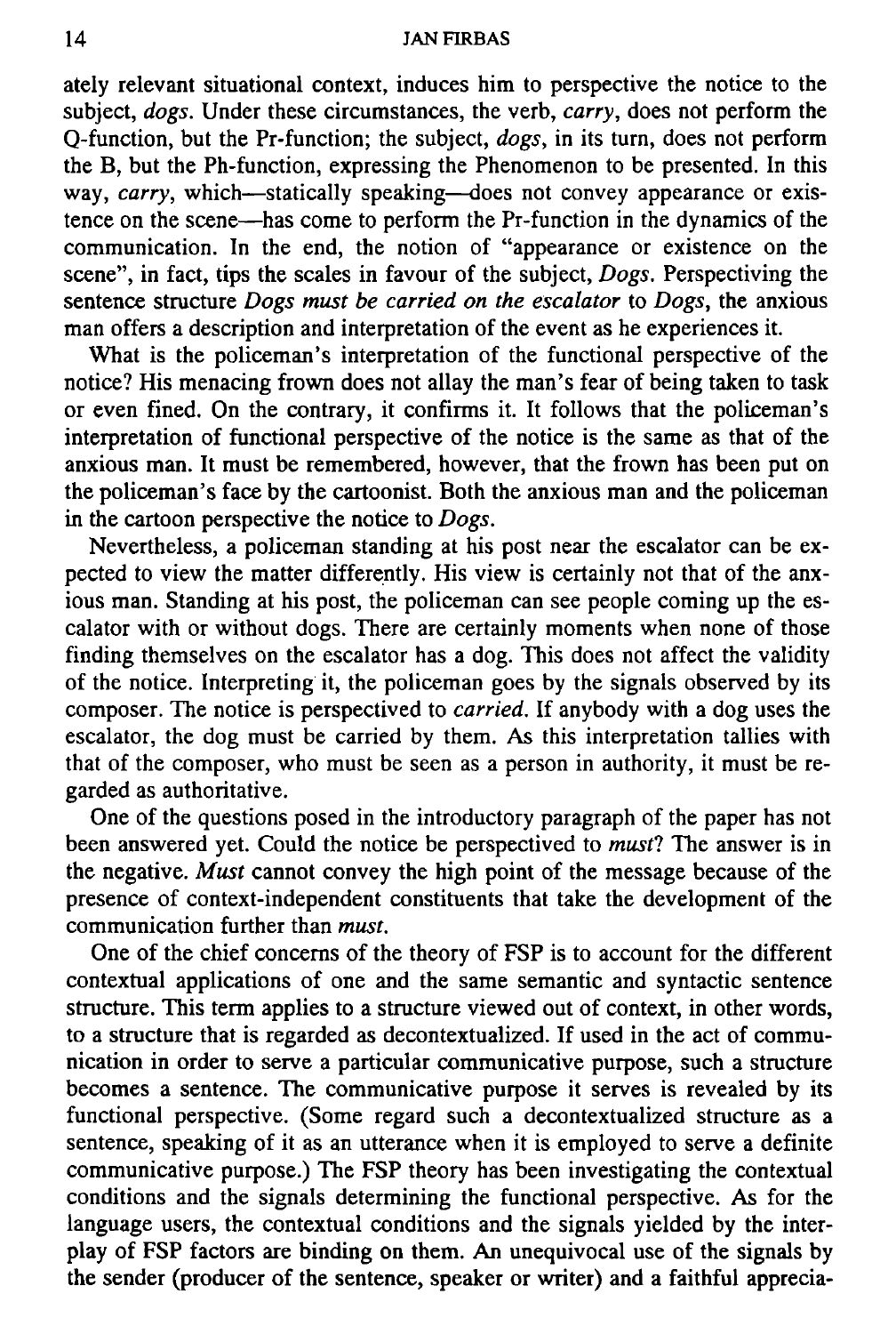ately relevant situational context, induces him to perspective the notice to the subject, *dogs*. Under these circumstances, the verb, *carry*, does not perform the Q-function, but the Pr-function; the subject, *dogs*, in its turn, does not perform the B, but the Ph-function, expressing the Phenomenon to be presented. In this way, *carry*, which—statically speaking—does not convey appearance or existence on the scene—has come to perform the Pr-function in the dynamics of the communication. In the end, the notion of "appearance or existence on the scene", in fact, tips the scales in favour of the subject, *Dogs*. Perspectiving the sentence structure *Dogs must be carried on the escalator* to *Dogs*, the anxious man offers a description and interpretation of the event as he experiences it.

What is the policeman's interpretation of the functional perspective of the notice? His menacing frown does not allay the man's fear of being taken to task or even fined. On the contrary, it confirms it. It follows that the policeman's interpretation of functional perspective of the notice is the same as that of the anxious man. It must be remembered, however, that the frown has been put on the policeman's face by the cartoonist. Both the anxious man and the policeman in the cartoon perspective the notice to *Dogs*.

Nevertheless, a policeman standing at his post near the escalator can be expected to view the matter differently. His view is certainly not that of the anxious man. Standing at his post, the policeman can see people coming up the escalator with or without dogs. There are certainly moments when none of those finding themselves on the escalator has a dog. This does not affect the validity of the notice. Interpreting it, the policeman goes by the signals observed by its composer. The notice is perspectived to *carried*. If anybody with a dog uses the escalator, the dog must be carried by them. As this interpretation tallies with that of the composer, who must be seen as a person in authority, it must be regarded as authoritative.

One of the questions posed in the introductory paragraph of the paper has not been answered yet. Could the notice be perspectived to *must*? The answer is in the negative. *Must* cannot convey the high point of the message because of the presence of context-independent constituents that take the development of the communication further than *must*.

One of the chief concerns of the theory of FSP is to account for the different contextual applications of one and the same semantic and syntactic sentence structure. This term applies to a structure viewed out of context, in other words, to a structure that is regarded as decontextualized. If used in the act of communication in order to serve a particular communicative purpose, such a structure becomes a sentence. The communicative purpose it serves is revealed by its functional perspective. (Some regard such a decontextualized structure as a sentence, speaking of it as an utterance when it is employed to serve a definite communicative purpose.) The FSP theory has been investigating the contextual conditions and the signals determining the functional perspective. As for the language users, the contextual conditions and the signals yielded by the interplay of FSP factors are binding on them. An unequivocal use of the signals by the sender (producer of the sentence, speaker or writer) and a faithful apprecia-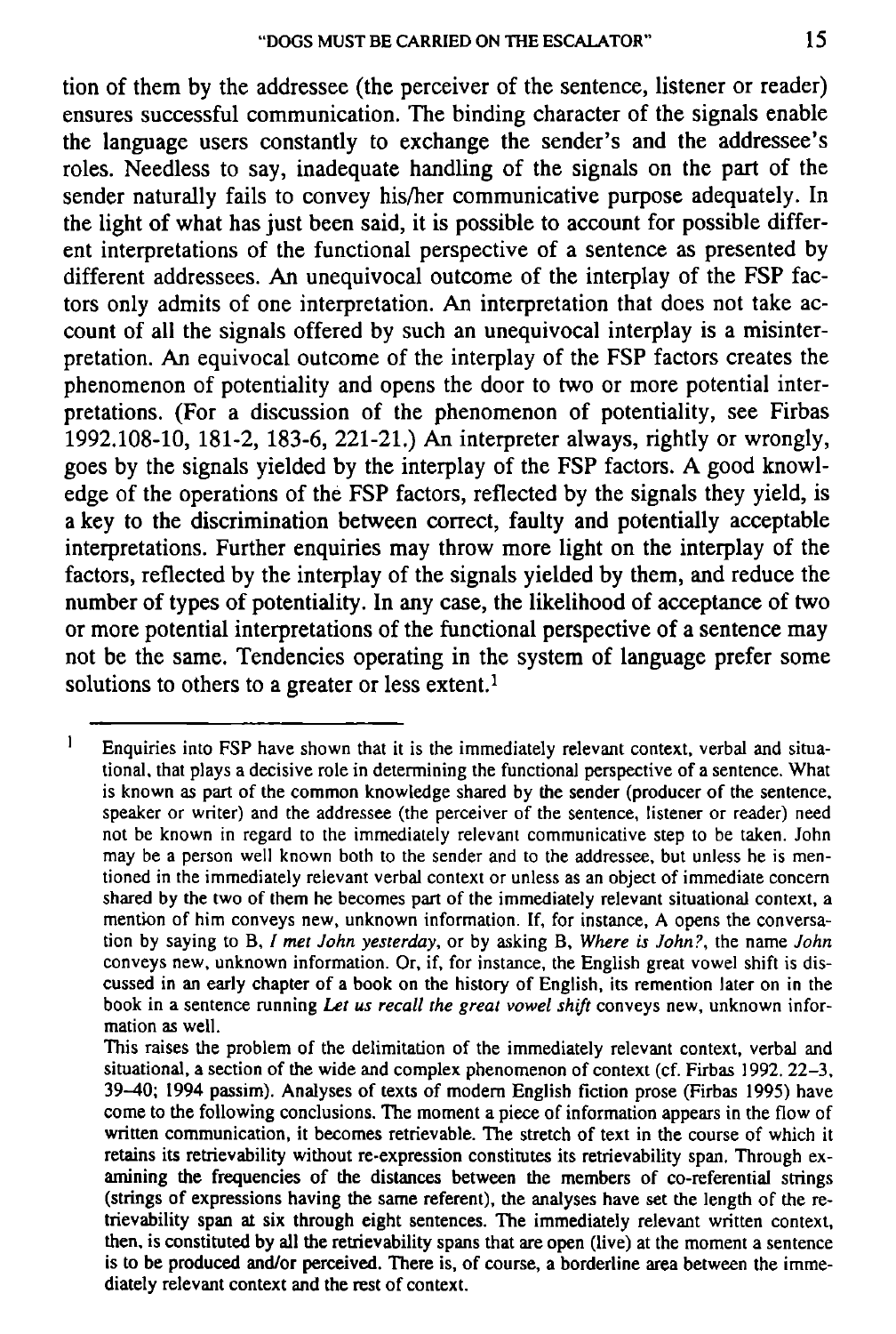tion of them by the addressee (the perceiver of the sentence, listener or reader) ensures successful communication. The binding character of the signals enable the language users constantly to exchange the sender's and the addressee's roles. Needless to say, inadequate handling of the signals on the part of the sender naturally fails to convey his/her communicative purpose adequately. In the light of what has just been said, it is possible to account for possible different interpretations of the functional perspective of a sentence as presented by different addressees. An unequivocal outcome of the interplay of the FSP factors only admits of one interpretation. An interpretation that does not take account of all the signals offered by such an unequivocal interplay is a misinterpretation. An equivocal outcome of the interplay of the FSP factors creates the phenomenon of potentiality and opens the door to two or more potential interpretations. (For a discussion of the phenomenon of potentiality, see Firbas 1992.108-10, 181-2, 183-6, 221-21.) An interpreter always, rightly or wrongly, goes by the signals yielded by the interplay of the FSP factors. A good knowledge of the operations of the FSP factors, reflected by the signals they yield, is a key to the discrimination between correct, faulty and potentially acceptable interpretations. Further enquiries may throw more light on the interplay of the factors, reflected by the interplay of the signals yielded by them, and reduce the number of types of potentiality. In any case, the likelihood of acceptance of two or more potential interpretations of the functional perspective of a sentence may not be the same. Tendencies operating in the system of language prefer some solutions to others to a greater or less extent.[1]

---

[1] Enquiries into FSP have shown that it is the immediately relevant context, verbal and situational, that plays a decisive role in determining the functional perspective of a sentence. What is known as part of the common knowledge shared by the sender (producer of the sentence, speaker or writer) and the addressee (the perceiver of the sentence, listener or reader) need not be known in regard to the immediately relevant communicative step to be taken. John may be a person well known both to the sender and to the addressee, but unless he is mentioned in the immediately relevant verbal context or unless as an object of immediate concern shared by the two of them he becomes part of the immediately relevant situational context, a mention of him conveys new, unknown information. If, for instance, A opens the conversation by saying to B, *I met John yesterday*, or by asking B, *Where is John?*, the name *John* conveys new, unknown information. Or, if, for instance, the English great vowel shift is discussed in an early chapter of a book on the history of English, its remention later on in the book in a sentence running *Let us recall the great vowel shift* conveys new, unknown information as well.

This raises the problem of the delimitation of the immediately relevant context, verbal and situational, a section of the wide and complex phenomenon of context (cf. Firbas 1992. 22–3, 39–40; 1994 passim). Analyses of texts of modern English fiction prose (Firbas 1995) have come to the following conclusions. The moment a piece of information appears in the flow of written communication, it becomes retrievable. The stretch of text in the course of which it retains its retrievability without re-expression constitutes its retrievability span. Through examining the frequencies of the distances between the members of co-referential strings (strings of expressions having the same referent), the analyses have set the length of the retrievability span at six through eight sentences. The immediately relevant written context, then, is constituted by all the retrievability spans that are open (live) at the moment a sentence is to be produced and/or perceived. There is, of course, a borderline area between the immediately relevant context and the rest of context.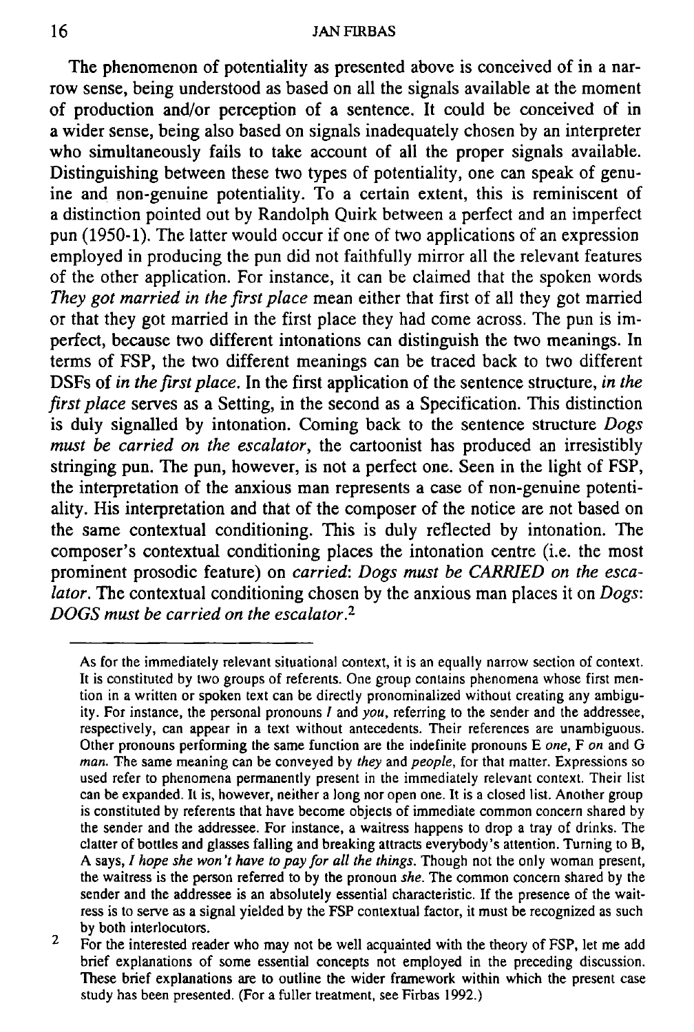The phenomenon of potentiality as presented above is conceived of in a narrow sense, being understood as based on all the signals available at the moment of production and/or perception of a sentence. It could be conceived of in a wider sense, being also based on signals inadequately chosen by an interpreter who simultaneously fails to take account of all the proper signals available. Distinguishing between these two types of potentiality, one can speak of genuine and non-genuine potentiality. To a certain extent, this is reminiscent of a distinction pointed out by Randolph Quirk between a perfect and an imperfect pun (1950-1). The latter would occur if one of two applications of an expression employed in producing the pun did not faithfully mirror all the relevant features of the other application. For instance, it can be claimed that the spoken words *They got married in the first place* mean either that first of all they got married or that they got married in the first place they had come across. The pun is imperfect, because two different intonations can distinguish the two meanings. In terms of FSP, the two different meanings can be traced back to two different DSFs of *in the first place*. In the first application of the sentence structure, *in the first place* serves as a Setting, in the second as a Specification. This distinction is duly signalled by intonation. Coming back to the sentence structure *Dogs must be carried on the escalator*, the cartoonist has produced an irresistibly stringing pun. The pun, however, is not a perfect one. Seen in the light of FSP, the interpretation of the anxious man represents a case of non-genuine potentiality. His interpretation and that of the composer of the notice are not based on the same contextual conditioning. This is duly reflected by intonation. The composer's contextual conditioning places the intonation centre (i.e. the most prominent prosodic feature) on *carried*: *Dogs must be CARRIED on the escalator*. The contextual conditioning chosen by the anxious man places it on *Dogs*: *DOGS must be carried on the escalator*.[2]

---

As for the immediately relevant situational context, it is an equally narrow section of context. It is constituted by two groups of referents. One group contains phenomena whose first mention in a written or spoken text can be directly pronominalized without creating any ambiguity. For instance, the personal pronouns *I* and *you*, referring to the sender and the addressee, respectively, can appear in a text without antecedents. Their references are unambiguous. Other pronouns performing the same function are the indefinite pronouns E *one*, F *on* and G *man*. The same meaning can be conveyed by *they* and *people*, for that matter. Expressions so used refer to phenomena permanently present in the immediately relevant context. Their list can be expanded. It is, however, neither a long nor open one. It is a closed list. Another group is constituted by referents that have become objects of immediate common concern shared by the sender and the addressee. For instance, a waitress happens to drop a tray of drinks. The clatter of bottles and glasses falling and breaking attracts everybody's attention. Turning to B, A says, *I hope she won't have to pay for all the things*. Though not the only woman present, the waitress is the person referred to by the pronoun *she*. The common concern shared by the sender and the addressee is an absolutely essential characteristic. If the presence of the waitress is to serve as a signal yielded by the FSP contextual factor, it must be recognized as such by both interlocutors.

2 For the interested reader who may not be well acquainted with the theory of FSP, let me add brief explanations of some essential concepts not employed in the preceding discussion. These brief explanations are to outline the wider framework within which the present case study has been presented. (For a fuller treatment, see Firbas 1992.)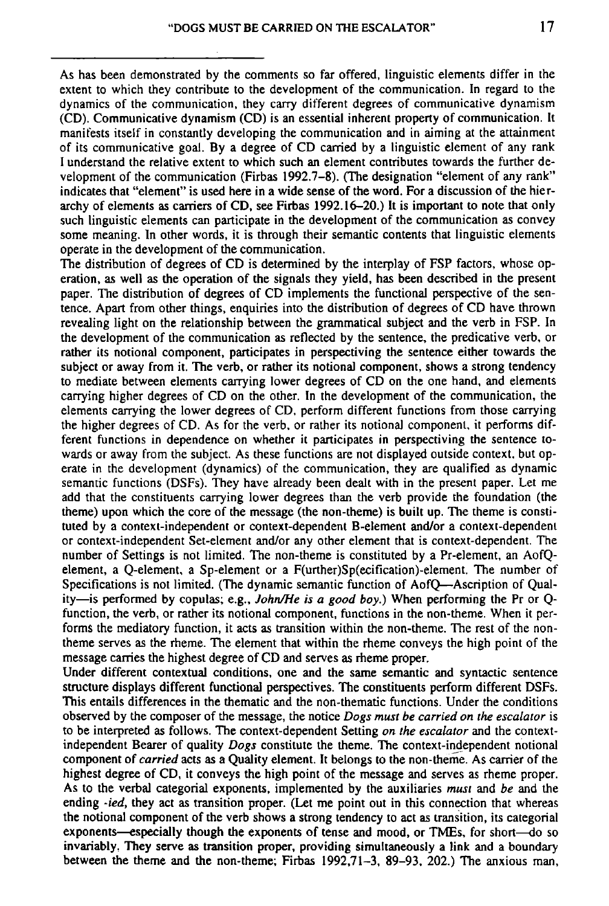As has been demonstrated by the comments so far offered, linguistic elements differ in the extent to which they contribute to the development of the communication. In regard to the dynamics of the communication, they carry different degrees of communicative dynamism (CD). Communicative dynamism (CD) is an essential inherent property of communication. It manifests itself in constantly developing the communication and in aiming at the attainment of its communicative goal. By a degree of CD carried by a linguistic element of any rank I understand the relative extent to which such an element contributes towards the further development of the communication (Firbas 1992.7–8). (The designation "element of any rank" indicates that "element" is used here in a wide sense of the word. For a discussion of the hierarchy of elements as carriers of CD, see Firbas 1992.16–20.) It is important to note that only such linguistic elements can participate in the development of the communication as convey some meaning. In other words, it is through their semantic contents that linguistic elements operate in the development of the communication.

The distribution of degrees of CD is determined by the interplay of FSP factors, whose operation, as well as the operation of the signals they yield, has been described in the present paper. The distribution of degrees of CD implements the functional perspective of the sentence. Apart from other things, enquiries into the distribution of degrees of CD have thrown revealing light on the relationship between the grammatical subject and the verb in FSP. In the development of the communication as reflected by the sentence, the predicative verb, or rather its notional component, participates in perspectiving the sentence either towards the subject or away from it. The verb, or rather its notional component, shows a strong tendency to mediate between elements carrying lower degrees of CD on the one hand, and elements carrying higher degrees of CD on the other. In the development of the communication, the elements carrying the lower degrees of CD, perform different functions from those carrying the higher degrees of CD. As for the verb, or rather its notional component, it performs different functions in dependence on whether it participates in perspectiving the sentence towards or away from the subject. As these functions are not displayed outside context, but operate in the development (dynamics) of the communication, they are qualified as dynamic semantic functions (DSFs). They have already been dealt with in the present paper. Let me add that the constituents carrying lower degrees than the verb provide the foundation (the theme) upon which the core of the message (the non-theme) is built up. The theme is constituted by a context-independent or context-dependent B-element and/or a context-dependent or context-independent Set-element and/or any other element that is context-dependent. The number of Settings is not limited. The non-theme is constituted by a Pr-element, an AofQ-element, a Q-element, a Sp-element or a F(urther)Sp(ecification)-element. The number of Specifications is not limited. (The dynamic semantic function of AofQ—Ascription of Quality—is performed by copulas; e.g., *John/He is a good boy.*) When performing the Pr or Q-function, the verb, or rather its notional component, functions in the non-theme. When it performs the mediatory function, it acts as transition within the non-theme. The rest of the non-theme serves as the rheme. The element that within the rheme conveys the high point of the message carries the highest degree of CD and serves as rheme proper.

Under different contextual conditions, one and the same semantic and syntactic sentence structure displays different functional perspectives. The constituents perform different DSFs. This entails differences in the thematic and the non-thematic functions. Under the conditions observed by the composer of the message, the notice *Dogs must be carried on the escalator* is to be interpreted as follows. The context-dependent Setting *on the escalator* and the context-independent Bearer of quality *Dogs* constitute the theme. The context-independent notional component of *carried* acts as a Quality element. It belongs to the non-theme. As carrier of the highest degree of CD, it conveys the high point of the message and serves as rheme proper. As to the verbal categorial exponents, implemented by the auxiliaries *must* and *be* and the ending *-ied*, they act as transition proper. (Let me point out in this connection that whereas the notional component of the verb shows a strong tendency to act as transition, its categorial exponents—especially though the exponents of tense and mood, or TMEs, for short—do so invariably. They serve as transition proper, providing simultaneously a link and a boundary between the theme and the non-theme; Firbas 1992,71–3, 89–93, 202.) The anxious man,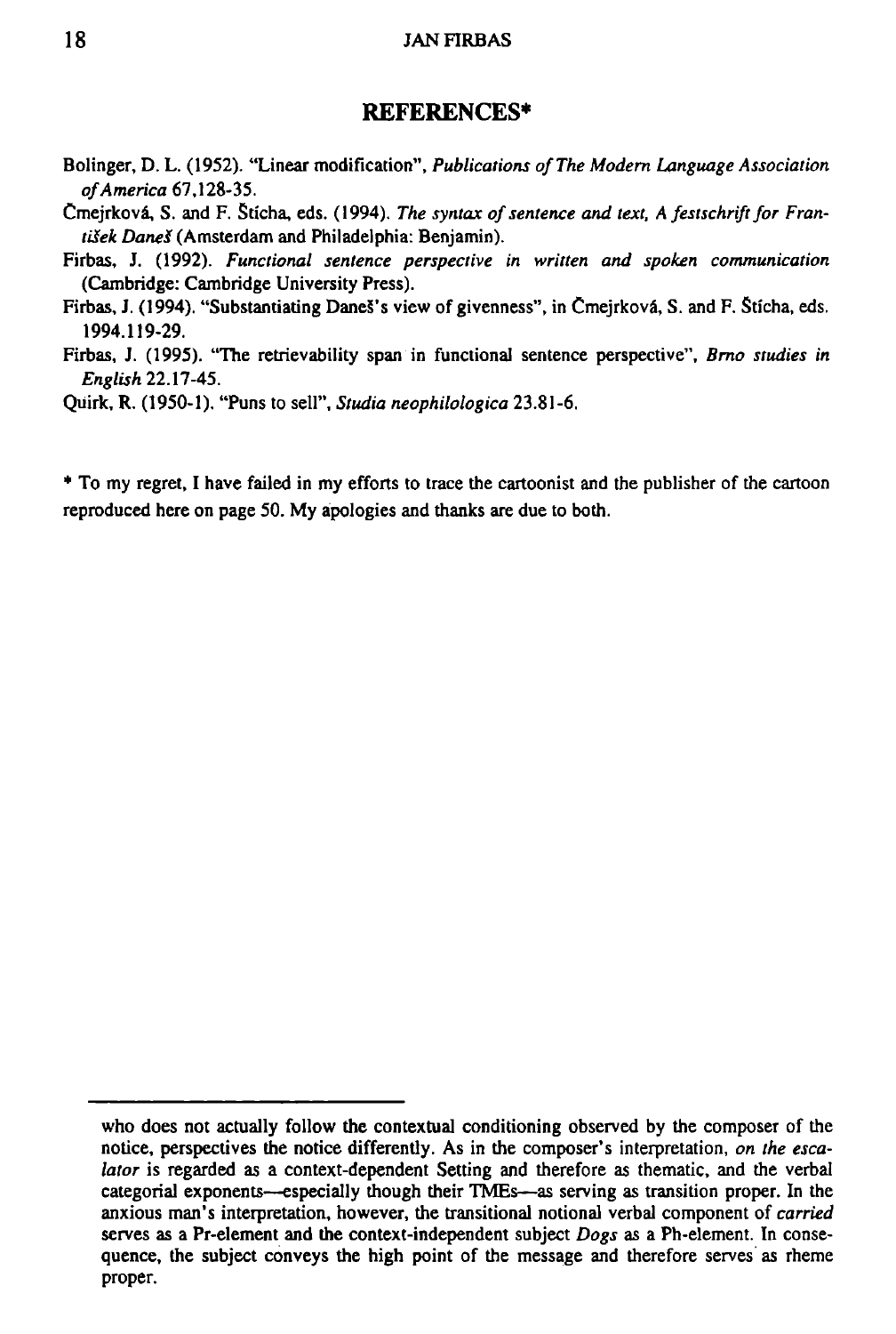## REFERENCES*

Bolinger, D. L. (1952). "Linear modification", *Publications of The Modern Language Association of America* 67,128-35.

Čmejrková, S. and F. Štícha, eds. (1994). *The syntax of sentence and text, A festschrift for František Daneš* (Amsterdam and Philadelphia: Benjamin).

Firbas, J. (1992). *Functional sentence perspective in written and spoken communication* (Cambridge: Cambridge University Press).

Firbas, J. (1994). "Substantiating Daneš's view of givenness", in Čmejrková, S. and F. Štícha, eds. 1994.119-29.

Firbas, J. (1995). "The retrievability span in functional sentence perspective", *Brno studies in English* 22.17-45.

Quirk, R. (1950-1). "Puns to sell", *Studia neophilologica* 23.81-6.

* To my regret, I have failed in my efforts to trace the cartoonist and the publisher of the cartoon reproduced here on page 50. My apologies and thanks are due to both.

---

who does not actually follow the contextual conditioning observed by the composer of the notice, perspectives the notice differently. As in the composer's interpretation, *on the escalator* is regarded as a context-dependent Setting and therefore as thematic, and the verbal categorial exponents—especially though their TMEs—as serving as transition proper. In the anxious man's interpretation, however, the transitional notional verbal component of *carried* serves as a Pr-element and the context-independent subject *Dogs* as a Ph-element. In consequence, the subject conveys the high point of the message and therefore serves as rheme proper.